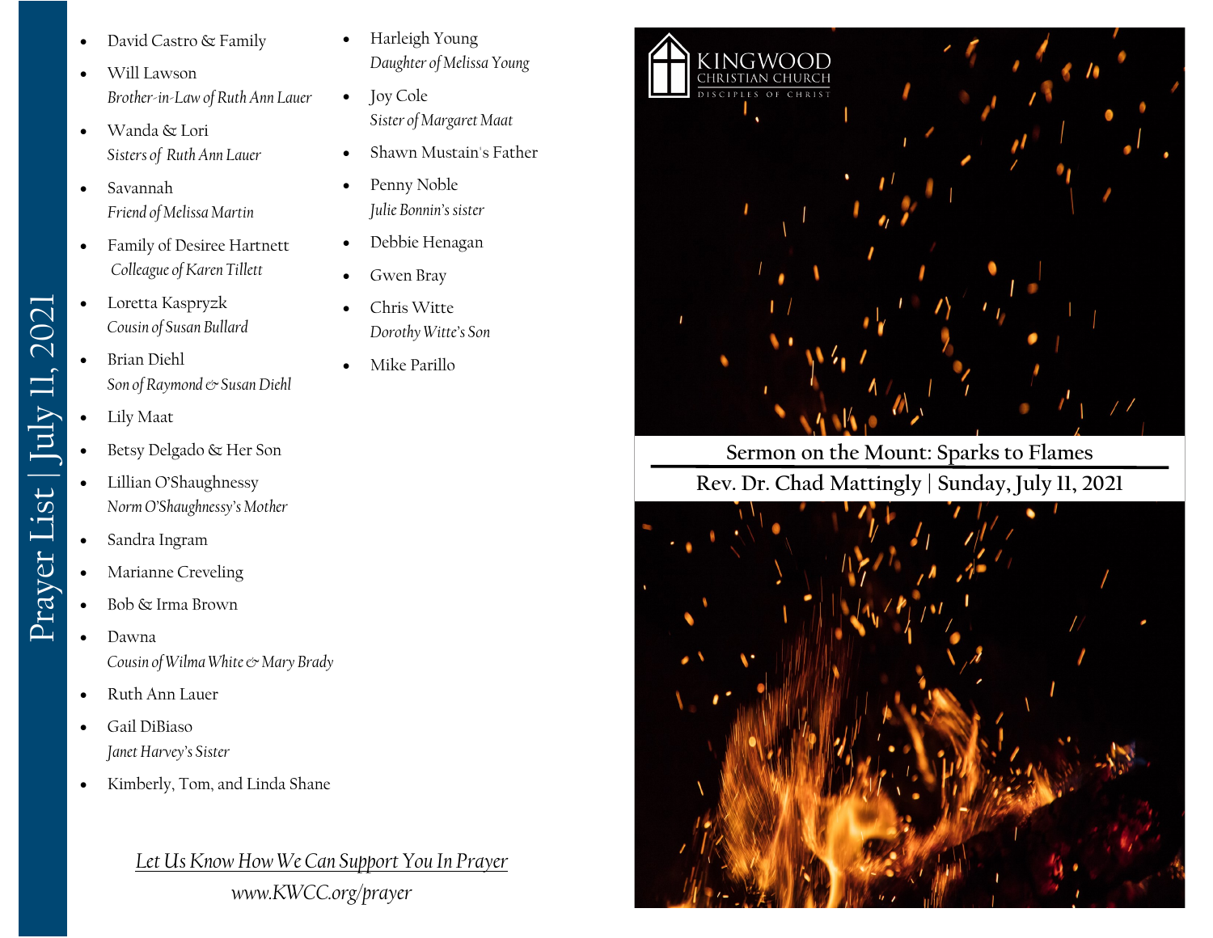# Prayer List | July 11, 2021

- David Castro & Family
- Will Lawson
  *Brother-in-Law of Ruth Ann Lauer*
- Wanda & Lori
  *Sisters of Ruth Ann Lauer*
- Savannah
  *Friend of Melissa Martin*
- Family of Desiree Hartnett
  *Colleague of Karen Tillett*
- Loretta Kaspryzk
  *Cousin of Susan Bullard*
- Brian Diehl
  *Son of Raymond & Susan Diehl*
- Lily Maat
- Betsy Delgado & Her Son
- Lillian O'Shaughnessy
  *Norm O'Shaughnessy's Mother*
- Sandra Ingram
- Marianne Creveling
- Bob & Irma Brown
- Dawna
  *Cousin of Wilma White & Mary Brady*
- Ruth Ann Lauer
- Gail DiBiaso
  *Janet Harvey's Sister*
- Kimberly, Tom, and Linda Shane
- Harleigh Young
  *Daughter of Melissa Young*
- Joy Cole
  *Sister of Margaret Maat*
- Shawn Mustain's Father
- Penny Noble
  *Julie Bonnin's sister*
- Debbie Henagan
- Gwen Bray
- Chris Witte
  *Dorothy Witte's Son*
- Mike Parillo

*Let Us Know How We Can Support You In Prayer*

*www.KWCC.org/prayer*

KINGWOOD CHRISTIAN CHURCH
DISCIPLES OF CHRIST

## Sermon on the Mount: Sparks to Flames

Rev. Dr. Chad Mattingly | Sunday, July 11, 2021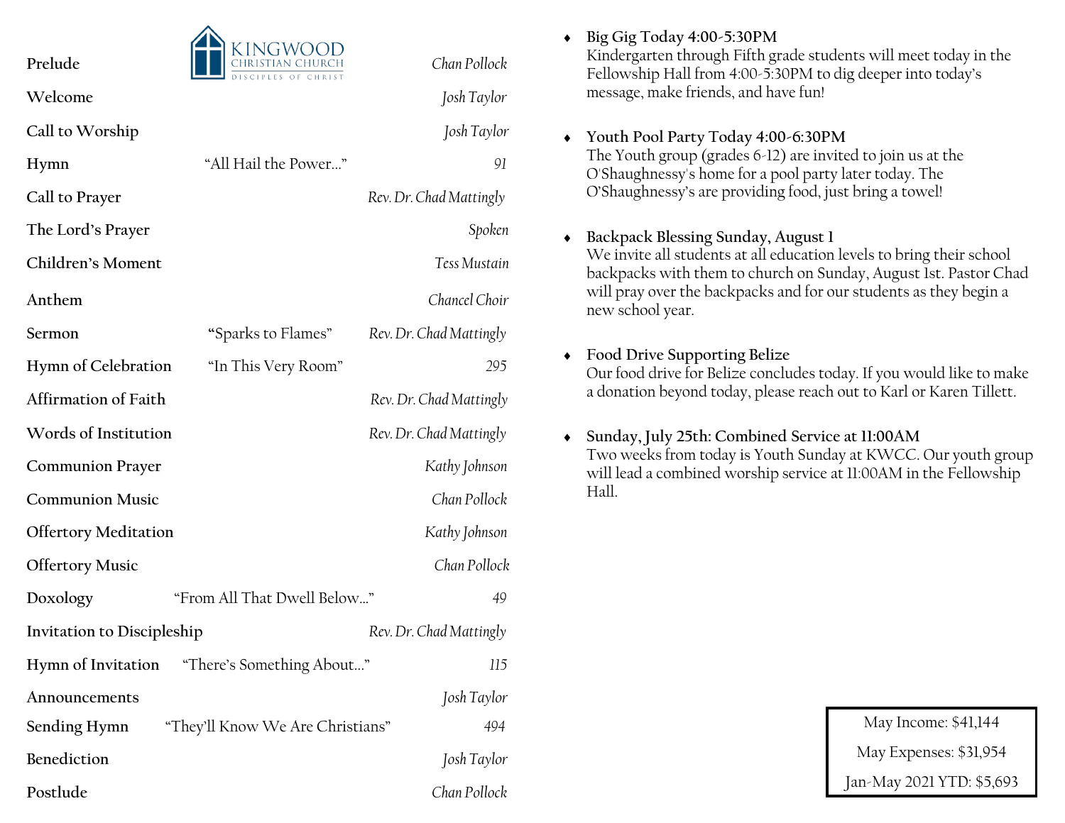KINGWOOD CHRISTIAN CHURCH
DISCIPLES OF CHRIST

| | | |
|---|---|---|
| **Prelude** | | *Chan Pollock* |
| **Welcome** | | *Josh Taylor* |
| **Call to Worship** | | *Josh Taylor* |
| **Hymn** | "All Hail the Power…" | *91* |
| **Call to Prayer** | | *Rev. Dr. Chad Mattingly* |
| **The Lord's Prayer** | | *Spoken* |
| **Children's Moment** | | *Tess Mustain* |
| **Anthem** | | *Chancel Choir* |
| **Sermon** | "Sparks to Flames" | *Rev. Dr. Chad Mattingly* |
| **Hymn of Celebration** | "In This Very Room" | *295* |
| **Affirmation of Faith** | | *Rev. Dr. Chad Mattingly* |
| **Words of Institution** | | *Rev. Dr. Chad Mattingly* |
| **Communion Prayer** | | *Kathy Johnson* |
| **Communion Music** | | *Chan Pollock* |
| **Offertory Meditation** | | *Kathy Johnson* |
| **Offertory Music** | | *Chan Pollock* |
| **Doxology** | "From All That Dwell Below…" | *49* |
| **Invitation to Discipleship** | | *Rev. Dr. Chad Mattingly* |
| **Hymn of Invitation** | "There's Something About…" | *115* |
| **Announcements** | | *Josh Taylor* |
| **Sending Hymn** | "They'll Know We Are Christians" | *494* |
| **Benediction** | | *Josh Taylor* |
| **Postlude** | | *Chan Pollock* |

- **Big Gig Today 4:00-5:30PM**
  Kindergarten through Fifth grade students will meet today in the Fellowship Hall from 4:00-5:30PM to dig deeper into today's message, make friends, and have fun!

- **Youth Pool Party Today 4:00-6:30PM**
  The Youth group (grades 6-12) are invited to join us at the O'Shaughnessy's home for a pool party later today. The O'Shaughnessy's are providing food, just bring a towel!

- **Backpack Blessing Sunday, August 1**
  We invite all students at all education levels to bring their school backpacks with them to church on Sunday, August 1st. Pastor Chad will pray over the backpacks and for our students as they begin a new school year.

- **Food Drive Supporting Belize**
  Our food drive for Belize concludes today. If you would like to make a donation beyond today, please reach out to Karl or Karen Tillett.

- **Sunday, July 25th: Combined Service at 11:00AM**
  Two weeks from today is Youth Sunday at KWCC. Our youth group will lead a combined worship service at 11:00AM in the Fellowship Hall.

May Income: $41,144

May Expenses: $31,954

Jan-May 2021 YTD: $5,693